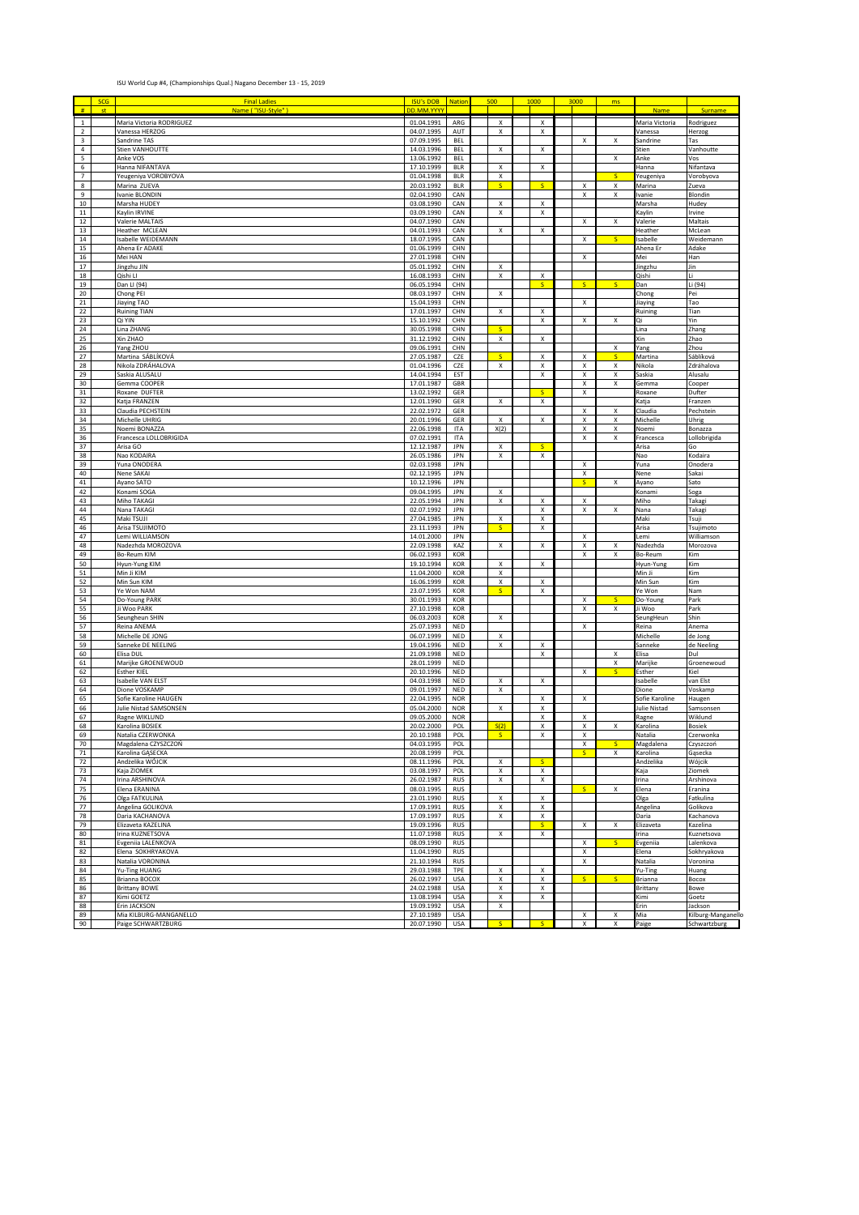ISU World Cup #4, (Championships Qual.) Nagano December 13 - 15, 2019

| SCG | Final Ladies | ISU's DOB | Nation | 500 | 1000 | 3000 | ms | | |
|---|---|---|---|---|---|---|---|---|---|
| # st | Name ( "ISU-Style" ) | DD.MM.YYYY | | | | | | Name | Surname |
| 1 | Maria Victoria RODRIGUEZ | 01.04.1991 | ARG | X | X | | | Maria Victoria | Rodriguez |
| 2 | Vanessa HERZOG | 04.07.1995 | AUT | X | X | | | Vanessa | Herzog |
| 3 | Sandrine TAS | 07.09.1995 | BEL | | | X | X | Sandrine | Tas |
| 4 | Stien VANHOUTTE | 14.03.1996 | BEL | X | X | | | Stien | Vanhoutte |
| 5 | Anke VOS | 13.06.1992 | BEL | | | | X | Anke | Vos |
| 6 | Hanna NIFANTAVA | 17.10.1999 | BLR | X | X | | | Hanna | Nifantava |
| 7 | Yeugeniya VOROBYOVA | 01.04.1998 | BLR | X | | | S | Yeugeniya | Vorobyova |
| 8 | Marina ZUEVA | 20.03.1992 | BLR | S | S | X | X | Marina | Zueva |
| 9 | Ivanie BLONDIN | 02.04.1990 | CAN | | | X | X | Ivanie | Blondin |
| 10 | Marsha HUDEY | 03.08.1990 | CAN | X | X | | | Marsha | Hudey |
| 11 | Kaylin IRVINE | 03.09.1990 | CAN | X | X | | | Kaylin | Irvine |
| 12 | Valerie MALTAIS | 04.07.1990 | CAN | | | X | X | Valerie | Maltais |
| 13 | Heather MCLEAN | 04.01.1993 | CAN | X | X | | | Heather | McLean |
| 14 | Isabelle WEIDEMANN | 18.07.1995 | CAN | | | X | S | Isabelle | Weidemann |
| 15 | Ahena Er ADAKE | 01.06.1999 | CHN | | | | | Ahena Er | Adake |
| 16 | Mei HAN | 27.01.1998 | CHN | | | X | | Mei | Han |
| 17 | Jingzhu JIN | 05.01.1992 | CHN | X | | | | Jingzhu | Jin |
| 18 | Qishi LI | 16.08.1993 | CHN | X | X | | | Qishi | Li |
| 19 | Dan LI (94) | 06.05.1994 | CHN | | S | S | S | Dan | Li (94) |
| 20 | Chong PEI | 08.03.1997 | CHN | X | | | | Chong | Pei |
| 21 | Jiaying TAO | 15.04.1993 | CHN | | | X | | Jiaying | Tao |
| 22 | Ruining TIAN | 17.01.1997 | CHN | X | X | | | Ruining | Tian |
| 23 | Qi YIN | 15.10.1992 | CHN | | X | X | X | Qi | Yin |
| 24 | Lina ZHANG | 30.05.1998 | CHN | S | | | | Lina | Zhang |
| 25 | Xin ZHAO | 31.12.1992 | CHN | X | X | | | Xin | Zhao |
| 26 | Yang ZHOU | 09.06.1991 | CHN | | | | X | Yang | Zhou |
| 27 | Martina SÁBLÍKOVÁ | 27.05.1987 | CZE | S | X | X | S | Martina | Sáblíková |
| 28 | Nikola ZDRÁHALOVA | 01.04.1996 | CZE | X | X | X | X | Nikola | Zdráhalova |
| 29 | Saskia ALUSALU | 14.04.1994 | EST | | X | X | X | Saskia | Alusalu |
| 30 | Gemma COOPER | 17.01.1987 | GBR | | | X | X | Gemma | Cooper |
| 31 | Roxane DUFTER | 13.02.1992 | GER | | S | X | | Roxane | Dufter |
| 32 | Katja FRANZEN | 12.01.1990 | GER | X | X | | | Katja | Franzen |
| 33 | Claudia PECHSTEIN | 22.02.1972 | GER | | | X | X | Claudia | Pechstein |
| 34 | Michelle UHRIG | 20.01.1996 | GER | X | X | X | X | Michelle | Uhrig |
| 35 | Noemi BONAZZA | 22.06.1998 | ITA | X(2) | | X | X | Noemi | Bonazza |
| 36 | Francesca LOLLOBRIGIDA | 07.02.1991 | ITA | | | X | X | Francesca | Lollobrigida |
| 37 | Arisa GO | 12.12.1987 | JPN | X | S | | | Arisa | Go |
| 38 | Nao KODAIRA | 26.05.1986 | JPN | X | X | | | Nao | Kodaira |
| 39 | Yuna ONODERA | 02.03.1998 | JPN | | | X | | Yuna | Onodera |
| 40 | Nene SAKAI | 02.12.1995 | JPN | | | X | | Nene | Sakai |
| 41 | Ayano SATO | 10.12.1996 | JPN | | | S | X | Ayano | Sato |
| 42 | Konami SOGA | 09.04.1995 | JPN | X | | | | Konami | Soga |
| 43 | Miho TAKAGI | 22.05.1994 | JPN | X | X | X | | Miho | Takagi |
| 44 | Nana TAKAGI | 02.07.1992 | JPN | | X | X | X | Nana | Takagi |
| 45 | Maki TSUJI | 27.04.1985 | JPN | X | X | | | Maki | Tsuji |
| 46 | Arisa TSUJIMOTO | 23.11.1993 | JPN | S | X | | | Arisa | Tsujimoto |
| 47 | Lemi WILLIAMSON | 14.01.2000 | JPN | | | X | | Lemi | Williamson |
| 48 | Nadezhda MOROZOVA | 22.09.1998 | KAZ | X | X | X | X | Nadezhda | Morozova |
| 49 | Bo-Reum KIM | 06.02.1993 | KOR | | | X | X | Bo-Reum | Kim |
| 50 | Hyun-Yung KIM | 19.10.1994 | KOR | X | X | | | Hyun-Yung | Kim |
| 51 | Min Ji KIM | 11.04.2000 | KOR | X | | | | Min Ji | Kim |
| 52 | Min Sun KIM | 16.06.1999 | KOR | X | X | | | Min Sun | Kim |
| 53 | Ye Won NAM | 23.07.1995 | KOR | S | X | | | Ye Won | Nam |
| 54 | Do-Young PARK | 30.01.1993 | KOR | | | X | S | Do-Young | Park |
| 55 | Ji Woo PARK | 27.10.1998 | KOR | | | X | X | Ji Woo | Park |
| 56 | Seungheun SHIN | 06.03.2003 | KOR | X | | | | SeungHeun | Shin |
| 57 | Reina ANEMA | 25.07.1993 | NED | | | X | | Reina | Anema |
| 58 | Michelle DE JONG | 06.07.1999 | NED | X | | | | Michelle | de Jong |
| 59 | Sanneke DE NEELING | 19.04.1996 | NED | X | X | | | Sanneke | de Neeling |
| 60 | Elisa DUL | 21.09.1998 | NED | | X | | X | Elisa | Dul |
| 61 | Marijke GROENEWOUD | 28.01.1999 | NED | | | | X | Marijke | Groenewoud |
| 62 | Esther KIEL | 20.10.1996 | NED | | | X | S | Esther | Kiel |
| 63 | Isabelle VAN ELST | 04.03.1998 | NED | X | X | | | Isabelle | van Elst |
| 64 | Dione VOSKAMP | 09.01.1997 | NED | X | | | | Dione | Voskamp |
| 65 | Sofie Karoline HAUGEN | 22.04.1995 | NOR | | X | X | | Sofie Karoline | Haugen |
| 66 | Julie Nistad SAMSONSEN | 05.04.2000 | NOR | X | X | | | Julie Nistad | Samsonsen |
| 67 | Ragne WIKLUND | 09.05.2000 | NOR | | X | X | | Ragne | Wiklund |
| 68 | Karolina BOSIEK | 20.02.2000 | POL | S(2) | X | X | X | Karolina | Bosiek |
| 69 | Natalia CZERWONKA | 20.10.1988 | POL | S | X | X | | Natalia | Czerwonka |
| 70 | Magdalena CZYSZCZOŃ | 04.03.1995 | POL | | | X | S | Magdalena | Czyszczoń |
| 71 | Karolina GĄSECKA | 20.08.1999 | POL | | | S | X | Karolina | Gąsecka |
| 72 | Andżelika WÓJCIK | 08.11.1996 | POL | X | S | | | Andżelika | Wójcik |
| 73 | Kaja ZIOMEK | 03.08.1997 | POL | X | X | | | Kaja | Ziomek |
| 74 | Irina ARSHINOVA | 26.02.1987 | RUS | X | X | | | Irina | Arshinova |
| 75 | Elena ERANINA | 08.03.1995 | RUS | | | S | X | Elena | Eranina |
| 76 | Olga FATKULINA | 23.01.1990 | RUS | X | X | | | Olga | Fatkulina |
| 77 | Angelina GOLIKOVA | 17.09.1991 | RUS | X | X | | | Angelina | Golikova |
| 78 | Daria KACHANOVA | 17.09.1997 | RUS | X | X | | | Daria | Kachanova |
| 79 | Elizaveta KAZELINA | 19.09.1996 | RUS | | S | X | X | Elizaveta | Kazelina |
| 80 | Irina KUZNETSOVA | 11.07.1998 | RUS | X | X | | | Irina | Kuznetsova |
| 81 | Evgeniia LALENKOVA | 08.09.1990 | RUS | | | X | S | Evgeniia | Lalenkova |
| 82 | Elena SOKHRYAKOVA | 11.04.1990 | RUS | | | X | | Elena | Sokhryakova |
| 83 | Natalia VORONINA | 21.10.1994 | RUS | | | X | | Natalia | Voronina |
| 84 | Yu-Ting HUANG | 29.03.1988 | TPE | X | X | | | Yu-Ting | Huang |
| 85 | Brianna BOCOX | 26.02.1997 | USA | X | X | S | S | Brianna | Bocox |
| 86 | Brittany BOWE | 24.02.1988 | USA | X | X | | | Brittany | Bowe |
| 87 | Kimi GOETZ | 13.08.1994 | USA | X | X | | | Kimi | Goetz |
| 88 | Erin JACKSON | 19.09.1992 | USA | X | | | | Erin | Jackson |
| 89 | Mia KILBURG-MANGANELLO | 27.10.1989 | USA | | | X | X | Mia | Kilburg-Manganello |
| 90 | Paige SCHWARTZBURG | 20.07.1990 | USA | S | S | X | X | Paige | Schwartzburg |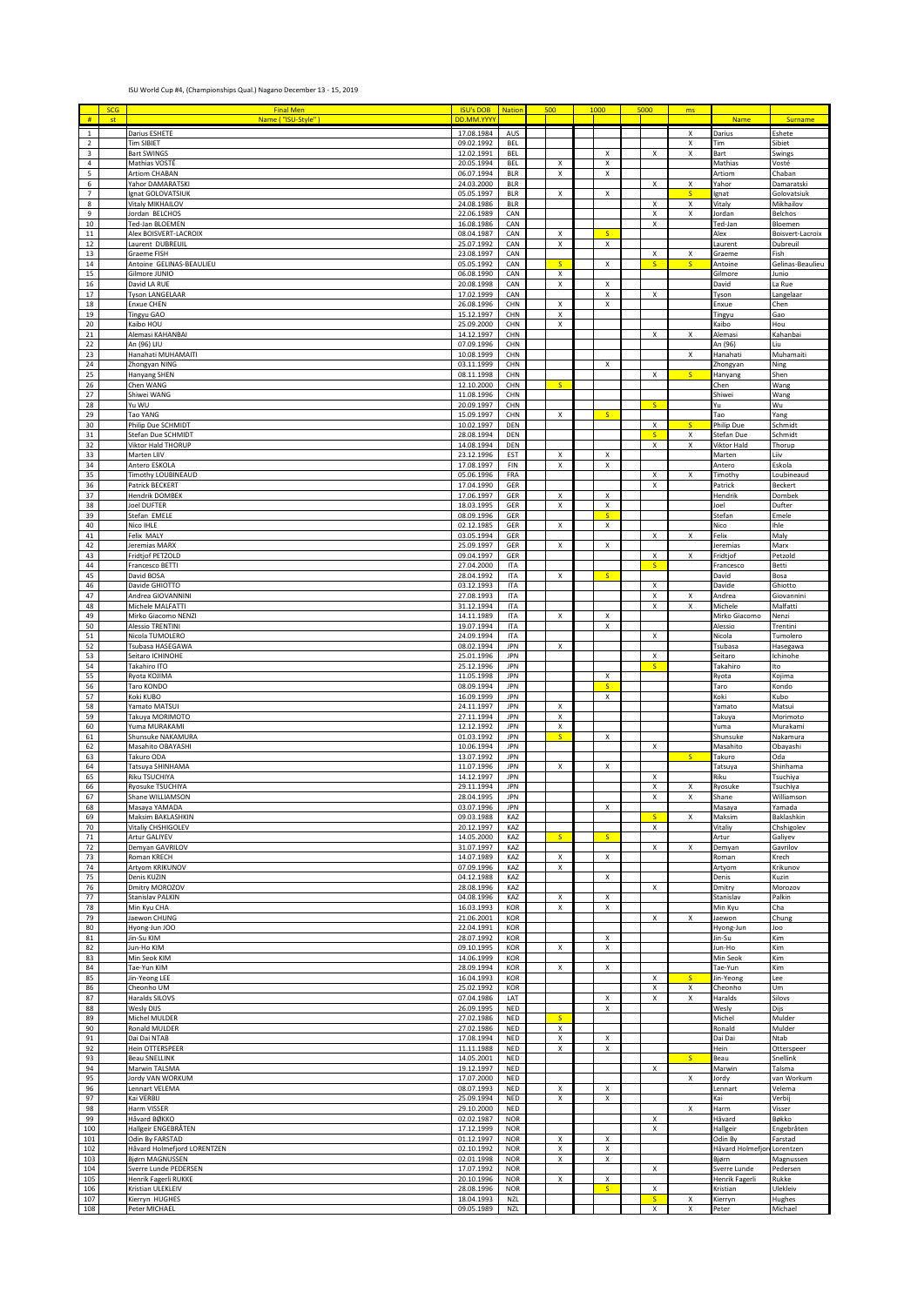ISU World Cup #4, (Championships Qual.) Nagano December 13 - 15, 2019

| | SCG | Final Men | ISU's DOB | Nation | 500 | 1000 | 5000 | ms | | |
|---|---|---|---|---|---|---|---|---|---|---|
| # | st | Name ( "ISU-Style" ) | DD.MM.YYYY | | | | | | Name | Surname |
| 1 | | Darius ESHETE | 17.08.1984 | AUS | | | | X | Darius | Eshete |
| 2 | | Tim SIBIET | 09.02.1992 | BEL | | | | X | Tim | Sibiet |
| 3 | | Bart SWINGS | 12.02.1991 | BEL | | X | X | X | Bart | Swings |
| 4 | | Mathias VOSTÉ | 20.05.1994 | BEL | X | X | | | Mathias | Vosté |
| 5 | | Artiom CHABAN | 06.07.1994 | BLR | X | X | | | Artiom | Chaban |
| 6 | | Yahor DAMARATSKI | 24.03.2000 | BLR | | | X | X | Yahor | Damaratski |
| 7 | | Ignat GOLOVATSIUK | 05.05.1997 | BLR | X | X | | S | Ignat | Golovatsiuk |
| 8 | | Vitaly MIKHAILOV | 24.08.1986 | BLR | | | X | X | Vitaly | Mikhailov |
| 9 | | Jordan BELCHOS | 22.06.1989 | CAN | | | X | X | Jordan | Belchos |
| 10 | | Ted-Jan BLOEMEN | 16.08.1986 | CAN | | | X | | Ted-Jan | Bloemen |
| 11 | | Alex BOISVERT-LACROIX | 08.04.1987 | CAN | X | S | | | Alex | Boisvert-Lacroix |
| 12 | | Laurent DUBREUIL | 25.07.1992 | CAN | X | X | | | Laurent | Dubreuil |
| 13 | | Graeme FISH | 23.08.1997 | CAN | | | X | X | Graeme | Fish |
| 14 | | Antoine GELINAS-BEAULIEU | 05.05.1992 | CAN | S | X | S | S | Antoine | Gelinas-Beaulieu |
| 15 | | Gilmore JUNIO | 06.08.1990 | CAN | X | | | | Gilmore | Junio |
| 16 | | David LA RUE | 20.08.1998 | CAN | X | X | | | David | La Rue |
| 17 | | Tyson LANGELAAR | 17.02.1999 | CAN | | X | X | | Tyson | Langelaar |
| 18 | | Enxue CHEN | 26.08.1996 | CHN | X | X | | | Enxue | Chen |
| 19 | | Tingyu GAO | 15.12.1997 | CHN | X | | | | Tingyu | Gao |
| 20 | | Kaibo HOU | 25.09.2000 | CHN | X | | | | Kaibo | Hou |
| 21 | | Alemasi KAHANBAI | 14.12.1997 | CHN | | | X | X | Alemasi | Kahanbai |
| 22 | | An (96) LIU | 07.09.1996 | CHN | | | | | An (96) | Liu |
| 23 | | Hanahati MUHAMAITI | 10.08.1999 | CHN | | | | X | Hanahati | Muhamaiti |
| 24 | | Zhongyan NING | 03.11.1999 | CHN | | X | | | Zhongyan | Ning |
| 25 | | Hanyang SHEN | 08.11.1998 | CHN | | | X | S | Hanyang | Shen |
| 26 | | Chen WANG | 12.10.2000 | CHN | S | | | | Chen | Wang |
| 27 | | Shiwei WANG | 11.08.1996 | CHN | | | | | Shiwei | Wang |
| 28 | | Yu WU | 20.09.1997 | CHN | | | S | | Yu | Wu |
| 29 | | Tao YANG | 15.09.1997 | CHN | X | S | | | Tao | Yang |
| 30 | | Philip Due SCHMIDT | 10.02.1997 | DEN | | | X | S | Philip Due | Schmidt |
| 31 | | Stefan Due SCHMIDT | 28.08.1994 | DEN | | | S | X | Stefan Due | Schmidt |
| 32 | | Viktor Hald THORUP | 14.08.1994 | DEN | | | X | X | Viktor Hald | Thorup |
| 33 | | Marten LIIV | 23.12.1996 | EST | X | X | | | Marten | Liiv |
| 34 | | Antero ESKOLA | 17.08.1997 | FIN | X | X | | | Antero | Eskola |
| 35 | | Timothy LOUBINEAUD | 05.06.1996 | FRA | | | X | X | Timothy | Loubineaud |
| 36 | | Patrick BECKERT | 17.04.1990 | GER | | | X | | Patrick | Beckert |
| 37 | | Hendrik DOMBEK | 17.06.1997 | GER | X | X | | | Hendrik | Dombek |
| 38 | | Joel DUFTER | 18.03.1995 | GER | X | X | | | Joel | Dufter |
| 39 | | Stefan EMELE | 08.09.1996 | GER | | S | | | Stefan | Emele |
| 40 | | Nico IHLE | 02.12.1985 | GER | X | X | | | Nico | Ihle |
| 41 | | Felix MALY | 03.05.1994 | GER | | | X | X | Felix | Maly |
| 42 | | Jeremias MARX | 25.09.1997 | GER | X | X | | | Jeremias | Marx |
| 43 | | Fridtjof PETZOLD | 09.04.1997 | GER | | | X | X | Fridtjof | Petzold |
| 44 | | Francesco BETTI | 27.04.2000 | ITA | | | S | | Francesco | Betti |
| 45 | | David BOSA | 28.04.1992 | ITA | X | S | | | David | Bosa |
| 46 | | Davide GHIOTTO | 03.12.1993 | ITA | | | X | | Davide | Ghiotto |
| 47 | | Andrea GIOVANNINI | 27.08.1993 | ITA | | | X | X | Andrea | Giovannini |
| 48 | | Michele MALFATTI | 31.12.1994 | ITA | | | X | X | Michele | Malfatti |
| 49 | | Mirko Giacomo NENZI | 14.11.1989 | ITA | X | X | | | Mirko Giacomo | Nenzi |
| 50 | | Alessio TRENTINI | 19.07.1994 | ITA | | X | | | Alessio | Trentini |
| 51 | | Nicola TUMOLERO | 24.09.1994 | ITA | | | X | | Nicola | Tumolero |
| 52 | | Tsubasa HASEGAWA | 08.02.1994 | JPN | X | | | | Tsubasa | Hasegawa |
| 53 | | Seitaro ICHINOHE | 25.01.1996 | JPN | | | X | | Seitaro | Ichinohe |
| 54 | | Takahiro ITO | 25.12.1996 | JPN | | | S | | Takahiro | Ito |
| 55 | | Ryota KOJIMA | 11.05.1998 | JPN | | X | | | Ryota | Kojima |
| 56 | | Taro KONDO | 08.09.1994 | JPN | | S | | | Taro | Kondo |
| 57 | | Koki KUBO | 16.09.1999 | JPN | | X | | | Koki | Kubo |
| 58 | | Yamato MATSUI | 24.11.1997 | JPN | X | | | | Yamato | Matsui |
| 59 | | Takuya MORIMOTO | 27.11.1994 | JPN | X | | | | Takuya | Morimoto |
| 60 | | Yuma MURAKAMI | 12.12.1992 | JPN | X | | | | Yuma | Murakami |
| 61 | | Shunsuke NAKAMURA | 01.03.1992 | JPN | S | X | | | Shunsuke | Nakamura |
| 62 | | Masahito OBAYASHI | 10.06.1994 | JPN | | | X | | Masahito | Obayashi |
| 63 | | Takuro ODA | 13.07.1992 | JPN | | | | S | Takuro | Oda |
| 64 | | Tatsuya SHINHAMA | 11.07.1996 | JPN | X | X | | | Tatsuya | Shinhama |
| 65 | | Riku TSUCHIYA | 14.12.1997 | JPN | | | X | | Riku | Tsuchiya |
| 66 | | Ryosuke TSUCHIYA | 29.11.1994 | JPN | | | X | X | Ryosuke | Tsuchiya |
| 67 | | Shane WILLIAMSON | 28.04.1995 | JPN | | | X | X | Shane | Williamson |
| 68 | | Masaya YAMADA | 03.07.1996 | JPN | | X | | | Masaya | Yamada |
| 69 | | Maksim BAKLASHKIN | 09.03.1988 | KAZ | | | S | X | Maksim | Baklashkin |
| 70 | | Vitaliy CHSHIGOLEV | 20.12.1997 | KAZ | | | X | | Vitaliy | Chshigolev |
| 71 | | Artur GALIYEV | 14.05.2000 | KAZ | S | S | | | Artur | Galiyev |
| 72 | | Demyan GAVRILOV | 31.07.1997 | KAZ | | | X | X | Demyan | Gavrilov |
| 73 | | Roman KRECH | 14.07.1989 | KAZ | X | X | | | Roman | Krech |
| 74 | | Artyom KRIKUNOV | 07.09.1996 | KAZ | X | | | | Artyom | Krikunov |
| 75 | | Denis KUZIN | 04.12.1988 | KAZ | | X | | | Denis | Kuzin |
| 76 | | Dmitry MOROZOV | 28.08.1996 | KAZ | | | X | | Dmitry | Morozov |
| 77 | | Stanislav PALKIN | 04.08.1996 | KAZ | X | X | | | Stanislav | Palkin |
| 78 | | Min Kyu CHA | 16.03.1993 | KOR | X | X | | | Min Kyu | Cha |
| 79 | | Jaewon CHUNG | 21.06.2001 | KOR | | | X | X | Jaewon | Chung |
| 80 | | Hyong-Jun JOO | 22.04.1991 | KOR | | | | | Hyong-Jun | Joo |
| 81 | | Jin-Su KIM | 28.07.1992 | KOR | | X | | | Jin-Su | Kim |
| 82 | | Jun-Ho KIM | 09.10.1995 | KOR | X | X | | | Jun-Ho | Kim |
| 83 | | Min Seok KIM | 14.06.1999 | KOR | | | | | Min Seok | Kim |
| 84 | | Tae-Yun KIM | 28.09.1994 | KOR | X | X | | | Tae-Yun | Kim |
| 85 | | Jin-Yeong LEE | 16.04.1993 | KOR | | | X | S | Jin-Yeong | Lee |
| 86 | | Cheonho UM | 25.02.1992 | KOR | | | X | X | Cheonho | Um |
| 87 | | Haralds SILOVS | 07.04.1986 | LAT | | X | X | X | Haralds | Silovs |
| 88 | | Wesly DIJS | 26.09.1995 | NED | | X | | | Wesly | Dijs |
| 89 | | Michel MULDER | 27.02.1986 | NED | S | | | | Michel | Mulder |
| 90 | | Ronald MULDER | 27.02.1986 | NED | X | | | | Ronald | Mulder |
| 91 | | Dai Dai NTAB | 17.08.1994 | NED | X | X | | | Dai Dai | Ntab |
| 92 | | Hein OTTERSPEER | 11.11.1988 | NED | X | X | | | Hein | Otterspeer |
| 93 | | Beau SNELLINK | 14.05.2001 | NED | | | | S | Beau | Snellink |
| 94 | | Marwin TALSMA | 19.12.1997 | NED | | | X | | Marwin | Talsma |
| 95 | | Jordy VAN WORKUM | 17.07.2000 | NED | | | | X | Jordy | van Workum |
| 96 | | Lennart VELEMA | 08.07.1993 | NED | X | X | | | Lennart | Velema |
| 97 | | Kai VERBIJ | 25.09.1994 | NED | X | X | | | Kai | Verbij |
| 98 | | Harm VISSER | 29.10.2000 | NED | | | | X | Harm | Visser |
| 99 | | Håvard BØKKO | 02.02.1987 | NOR | | | X | | Håvard | Bøkko |
| 100 | | Hallgeir ENGEBRÅTEN | 17.12.1999 | NOR | | | X | | Hallgeir | Engebråten |
| 101 | | Odin By FARSTAD | 01.12.1997 | NOR | X | X | | | Odin By | Farstad |
| 102 | | Håvard Holmefjord LORENTZEN | 02.10.1992 | NOR | X | X | | | Håvard Holmefjor | Lorentzen |
| 103 | | Bjørn MAGNUSSEN | 02.01.1998 | NOR | X | X | | | Bjørn | Magnussen |
| 104 | | Sverre Lunde PEDERSEN | 17.07.1992 | NOR | | | X | | Sverre Lunde | Pedersen |
| 105 | | Henrik Fagerli RUKKE | 20.10.1996 | NOR | X | X | | | Henrik Fagerli | Rukke |
| 106 | | Kristian ULEKLEIV | 28.08.1996 | NOR | | S | X | | Kristian | Ulekleiv |
| 107 | | Kierryn HUGHES | 18.04.1993 | NZL | | | S | X | Kierryn | Hughes |
| 108 | | Peter MICHAEL | 09.05.1989 | NZL | | | X | X | Peter | Michael |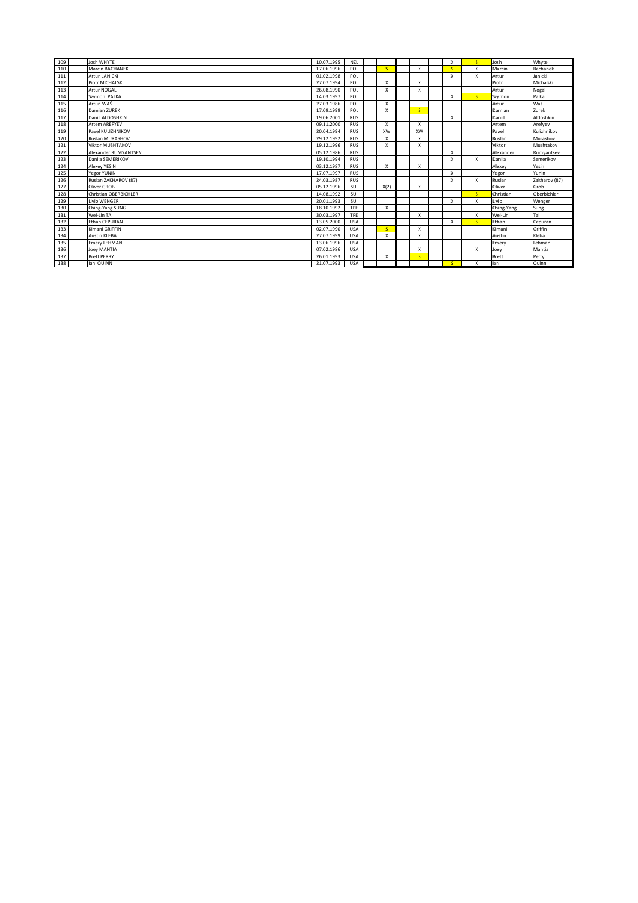| | | | | | | | | | | |
|---|---|---|---|---|---|---|---|---|---|---|
| 109 | | Josh WHYTE | 10.07.1995 | NZL | | | X | S | Josh | Whyte |
| 110 | | Marcin BACHANEK | 17.06.1996 | POL | S | X | S | X | Marcin | Bachanek |
| 111 | | Artur JANICKI | 01.02.1998 | POL | | | X | X | Artur | Janicki |
| 112 | | Piotr MICHALSKI | 27.07.1994 | POL | X | X | | | Piotr | Michalski |
| 113 | | Artur NOGAL | 26.08.1990 | POL | X | X | | | Artur | Nogal |
| 114 | | Szymon PALKA | 14.03.1997 | POL | | | X | S | Szymon | Palka |
| 115 | | Artur WAŚ | 27.03.1986 | POL | X | | | | Artur | Waś |
| 116 | | Damian ŻUREK | 17.09.1999 | POL | X | S | | | Damian | Żurek |
| 117 | | Daniil ALDOSHKIN | 19.06.2001 | RUS | | | X | | Daniil | Aldoshkin |
| 118 | | Artem AREFYEV | 09.11.2000 | RUS | X | X | | | Artem | Arefyev |
| 119 | | Pavel KULIZHNIKOV | 20.04.1994 | RUS | XW | XW | | | Pavel | Kulizhnikov |
| 120 | | Ruslan MURASHOV | 29.12.1992 | RUS | X | X | | | Ruslan | Murashov |
| 121 | | Viktor MUSHTAKOV | 19.12.1996 | RUS | X | X | | | Viktor | Mushtakov |
| 122 | | Alexander RUMYANTSEV | 05.12.1986 | RUS | | | X | | Alexander | Rumyantsev |
| 123 | | Danila SEMERIKOV | 19.10.1994 | RUS | | | X | X | Danila | Semerikov |
| 124 | | Alexey YESIN | 03.12.1987 | RUS | X | X | | | Alexey | Yesin |
| 125 | | Yegor YUNIN | 17.07.1997 | RUS | | | X | | Yegor | Yunin |
| 126 | | Ruslan ZAKHAROV (87) | 24.03.1987 | RUS | | | X | X | Ruslan | Zakharov (87) |
| 127 | | Oliver GROB | 05.12.1996 | SUI | X(2) | X | | | Oliver | Grob |
| 128 | | Christian OBERBICHLER | 14.08.1992 | SUI | | | | S | Christian | Oberbichler |
| 129 | | Livio WENGER | 20.01.1993 | SUI | | | X | X | Livio | Wenger |
| 130 | | Ching-Yang SUNG | 18.10.1992 | TPE | X | | | | Ching-Yang | Sung |
| 131 | | Wei-Lin TAI | 30.03.1997 | TPE | | X | | X | Wei-Lin | Tai |
| 132 | | Ethan CEPURAN | 13.05.2000 | USA | | | X | S | Ethan | Cepuran |
| 133 | | Kimani GRIFFIN | 02.07.1990 | USA | S | X | | | Kimani | Griffin |
| 134 | | Austin KLEBA | 27.07.1999 | USA | X | X | | | Austin | Kleba |
| 135 | | Emery LEHMAN | 13.06.1996 | USA | | | | | Emery | Lehman |
| 136 | | Joey MANTIA | 07.02.1986 | USA | | X | | X | Joey | Mantia |
| 137 | | Brett PERRY | 26.01.1993 | USA | X | S | | | Brett | Perry |
| 138 | | Ian QUINN | 21.07.1993 | USA | | | S | X | Ian | Quinn |